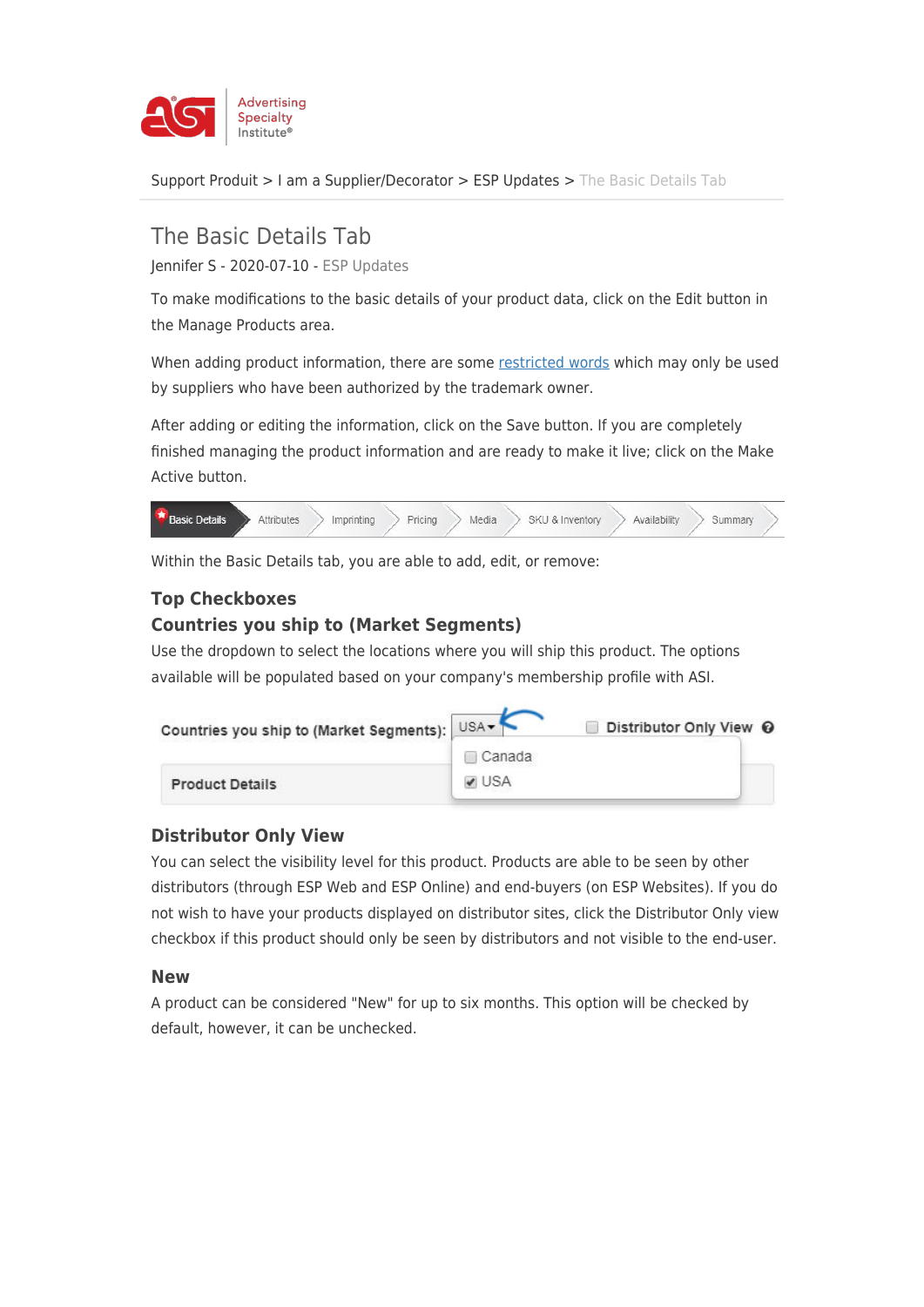Support Produit > I am a Supplier/Decorator > ESP Updates > The Basic Details Tab

# The Basic Details Tab

Jennifer S - 2020-07-10 - ESP Updates

To make modifications to the basic details of your product data, click on the Edit button in the Manage Products area.

When adding product information, there are some restricted words which may only be used by suppliers who have been authorized by the trademark owner.

After adding or editing the information, click on the Save button. If you are completely finished managing the product information and are ready to make it live; click on the Make Active button.

Within the Basic Details tab, you are able to add, edit, or remove:

### Top Checkboxes

### Countries you ship to (Market Segments)

Use the dropdown to select the locations where you will ship this product. The options available will be populated based on your company's membership profile with ASI.

### Distributor Only View

You can select the visibility level for this product. Products are able to be seen by other distributors (through ESP Web and ESP Online) and end-buyers (on ESP Websites). If you do not wish to have your products displayed on distributor sites, click the Distributor Only view checkbox if this product should only be seen by distributors and not visible to the end-user.

### New

A product can be considered "New" for up to six months. This option will be checked by default, however, it can be unchecked.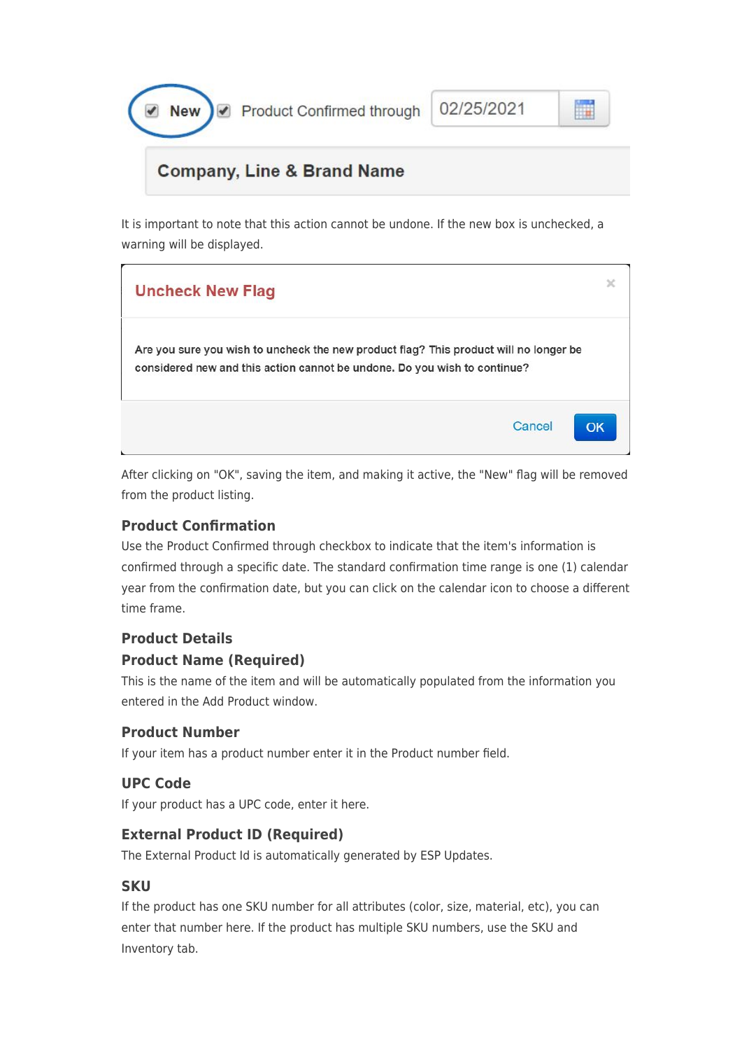☑ New ☑ Product Confirmed through 02/25/2021

Company, Line & Brand Name

It is important to note that this action cannot be undone. If the new box is unchecked, a warning will be displayed.

**Uncheck New Flag**

Are you sure you wish to uncheck the new product flag? This product will no longer be considered new and this action cannot be undone. Do you wish to continue?

Cancel OK

After clicking on "OK", saving the item, and making it active, the "New" flag will be removed from the product listing.

### Product Confirmation

Use the Product Confirmed through checkbox to indicate that the item's information is confirmed through a specific date. The standard confirmation time range is one (1) calendar year from the confirmation date, but you can click on the calendar icon to choose a different time frame.

### Product Details

### Product Name (Required)

This is the name of the item and will be automatically populated from the information you entered in the Add Product window.

### Product Number

If your item has a product number enter it in the Product number field.

### UPC Code

If your product has a UPC code, enter it here.

### External Product ID (Required)

The External Product Id is automatically generated by ESP Updates.

### SKU

If the product has one SKU number for all attributes (color, size, material, etc), you can enter that number here. If the product has multiple SKU numbers, use the SKU and Inventory tab.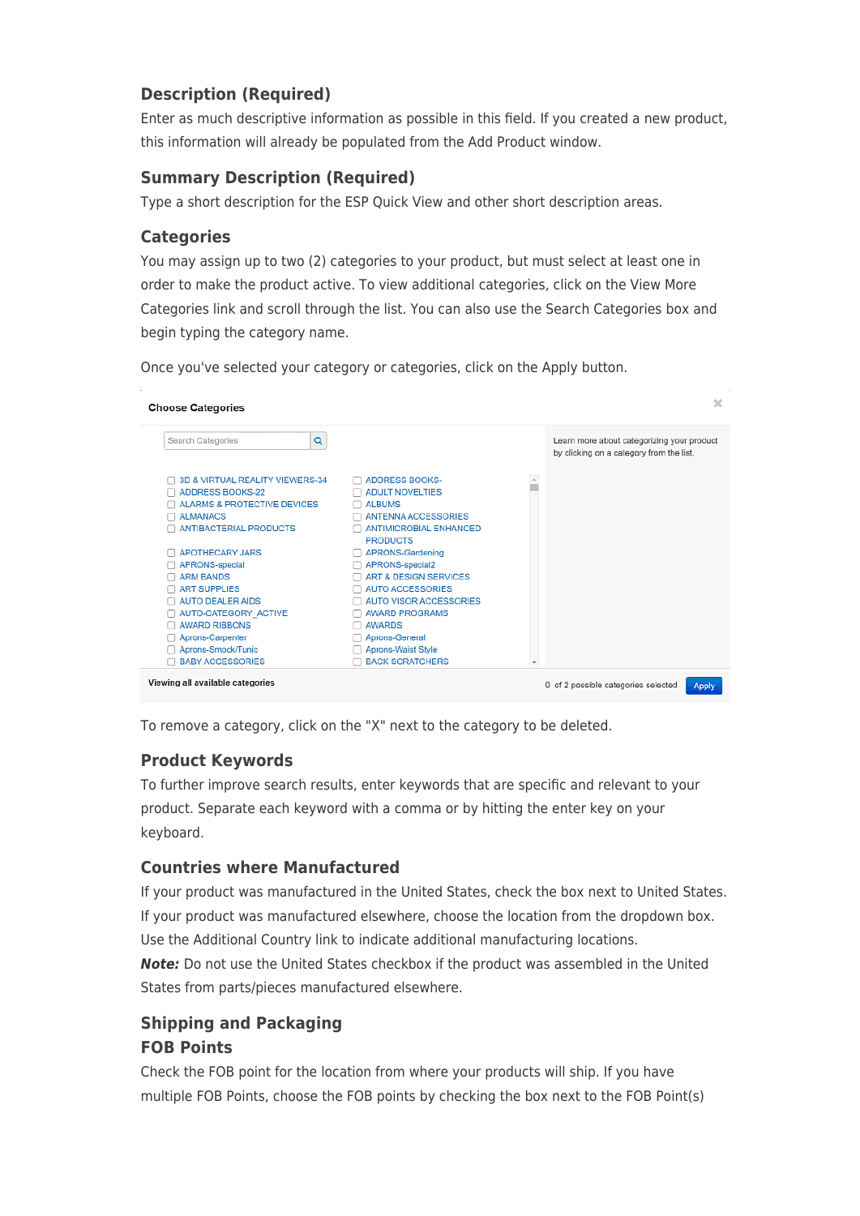### Description (Required)

Enter as much descriptive information as possible in this field. If you created a new product, this information will already be populated from the Add Product window.

### Summary Description (Required)

Type a short description for the ESP Quick View and other short description areas.

### Categories

You may assign up to two (2) categories to your product, but must select at least one in order to make the product active. To view additional categories, click on the View More Categories link and scroll through the list. You can also use the Search Categories box and begin typing the category name.

Once you've selected your category or categories, click on the Apply button.

Choose Categories

Search Categories

Learn more about categorizing your product by clicking on a category from the list.

- 3D & VIRTUAL REALITY VIEWERS-34
- ADDRESS BOOKS-22
- ALARMS & PROTECTIVE DEVICES
- ALMANACS
- ANTIBACTERIAL PRODUCTS
- APOTHECARY JARS
- APRONS-special
- ARM BANDS
- ART SUPPLIES
- AUTO DEALER AIDS
- AUTO-CATEGORY_ACTIVE
- AWARD RIBBONS
- Aprons-Carpenter
- Aprons-Smock/Tunic
- BABY ACCESSORIES
- ADDRESS BOOKS-
- ADULT NOVELTIES
- ALBUMS
- ANTENNA ACCESSORIES
- ANTIMICROBIAL ENHANCED PRODUCTS
- APRONS-Gardening
- APRONS-special2
- ART & DESIGN SERVICES
- AUTO ACCESSORIES
- AUTO VISOR ACCESSORIES
- AWARD PROGRAMS
- AWARDS
- Aprons-General
- Aprons-Waist Style
- BACK SCRATCHERS

Viewing all available categories

0 of 2 possible categories selected

Apply

To remove a category, click on the "X" next to the category to be deleted.

### Product Keywords

To further improve search results, enter keywords that are specific and relevant to your product. Separate each keyword with a comma or by hitting the enter key on your keyboard.

### Countries where Manufactured

If your product was manufactured in the United States, check the box next to United States. If your product was manufactured elsewhere, choose the location from the dropdown box. Use the Additional Country link to indicate additional manufacturing locations.

***Note:*** Do not use the United States checkbox if the product was assembled in the United States from parts/pieces manufactured elsewhere.

### Shipping and Packaging

### FOB Points

Check the FOB point for the location from where your products will ship. If you have multiple FOB Points, choose the FOB points by checking the box next to the FOB Point(s)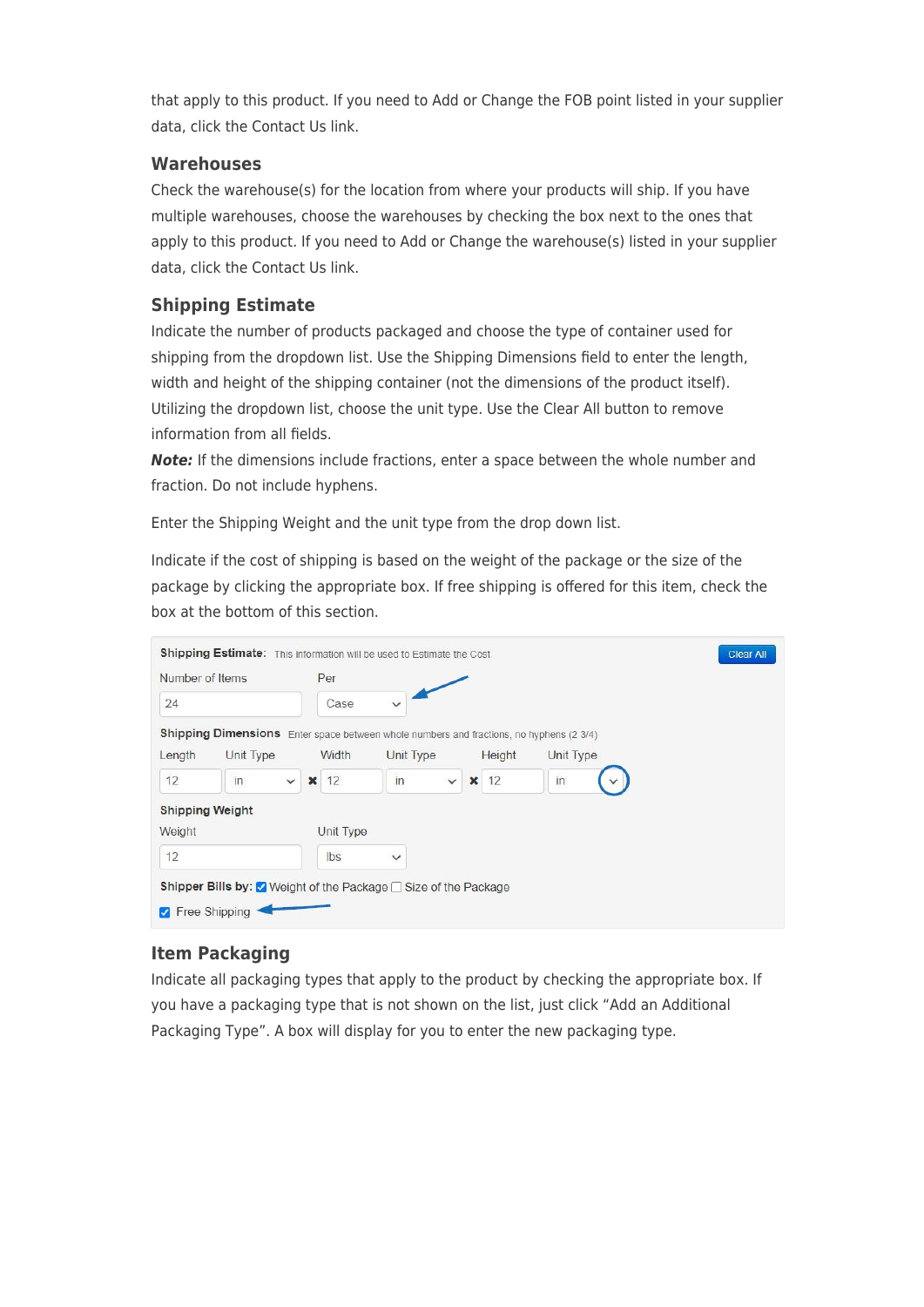that apply to this product. If you need to Add or Change the FOB point listed in your supplier data, click the Contact Us link.

### Warehouses

Check the warehouse(s) for the location from where your products will ship. If you have multiple warehouses, choose the warehouses by checking the box next to the ones that apply to this product. If you need to Add or Change the warehouse(s) listed in your supplier data, click the Contact Us link.

### Shipping Estimate

Indicate the number of products packaged and choose the type of container used for shipping from the dropdown list. Use the Shipping Dimensions field to enter the length, width and height of the shipping container (not the dimensions of the product itself). Utilizing the dropdown list, choose the unit type. Use the Clear All button to remove information from all fields.

***Note:*** If the dimensions include fractions, enter a space between the whole number and fraction. Do not include hyphens.

Enter the Shipping Weight and the unit type from the drop down list.

Indicate if the cost of shipping is based on the weight of the package or the size of the package by clicking the appropriate box. If free shipping is offered for this item, check the box at the bottom of this section.

### Item Packaging

Indicate all packaging types that apply to the product by checking the appropriate box. If you have a packaging type that is not shown on the list, just click "Add an Additional Packaging Type". A box will display for you to enter the new packaging type.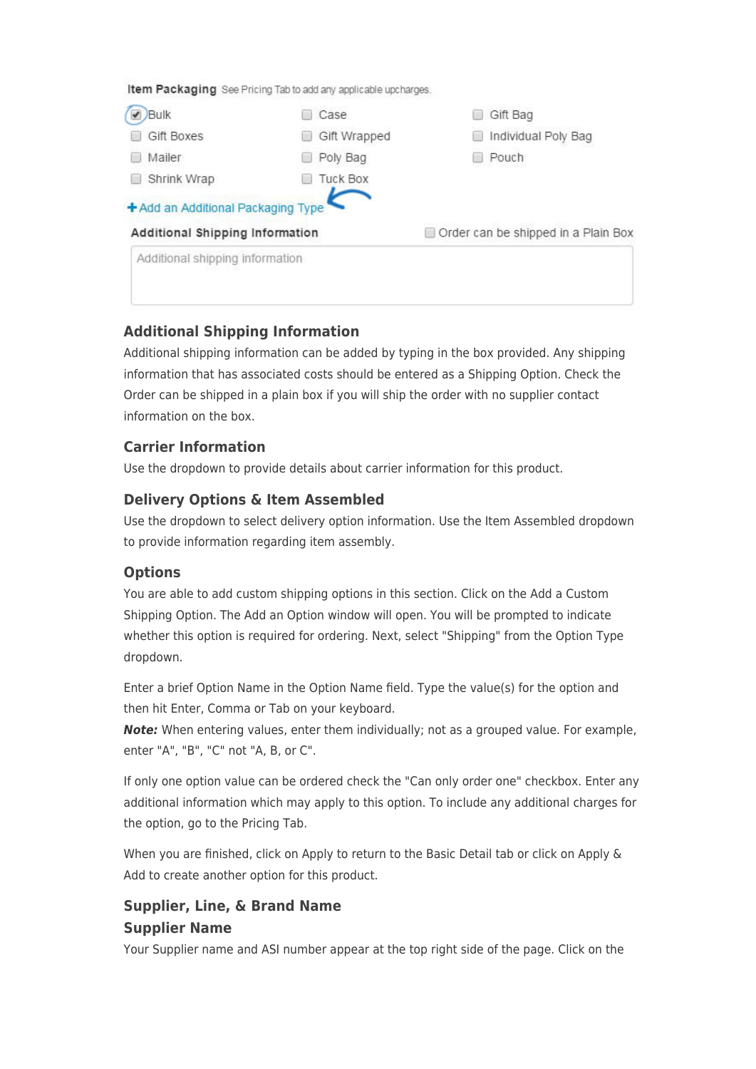**Item Packaging** See Pricing Tab to add any applicable upcharges.

- [x] Bulk
- [ ] Case
- [ ] Gift Bag
- [ ] Gift Boxes
- [ ] Gift Wrapped
- [ ] Individual Poly Bag
- [ ] Mailer
- [ ] Poly Bag
- [ ] Pouch
- [ ] Shrink Wrap
- [ ] Tuck Box

+ Add an Additional Packaging Type

**Additional Shipping Information**

- [ ] Order can be shipped in a Plain Box

Additional shipping information

### Additional Shipping Information

Additional shipping information can be added by typing in the box provided. Any shipping information that has associated costs should be entered as a Shipping Option. Check the Order can be shipped in a plain box if you will ship the order with no supplier contact information on the box.

### Carrier Information

Use the dropdown to provide details about carrier information for this product.

### Delivery Options & Item Assembled

Use the dropdown to select delivery option information. Use the Item Assembled dropdown to provide information regarding item assembly.

### Options

You are able to add custom shipping options in this section. Click on the Add a Custom Shipping Option. The Add an Option window will open. You will be prompted to indicate whether this option is required for ordering. Next, select "Shipping" from the Option Type dropdown.

Enter a brief Option Name in the Option Name field. Type the value(s) for the option and then hit Enter, Comma or Tab on your keyboard.
***Note:*** When entering values, enter them individually; not as a grouped value. For example, enter "A", "B", "C" not "A, B, or C".

If only one option value can be ordered check the "Can only order one" checkbox. Enter any additional information which may apply to this option. To include any additional charges for the option, go to the Pricing Tab.

When you are finished, click on Apply to return to the Basic Detail tab or click on Apply & Add to create another option for this product.

### Supplier, Line, & Brand Name

### Supplier Name

Your Supplier name and ASI number appear at the top right side of the page. Click on the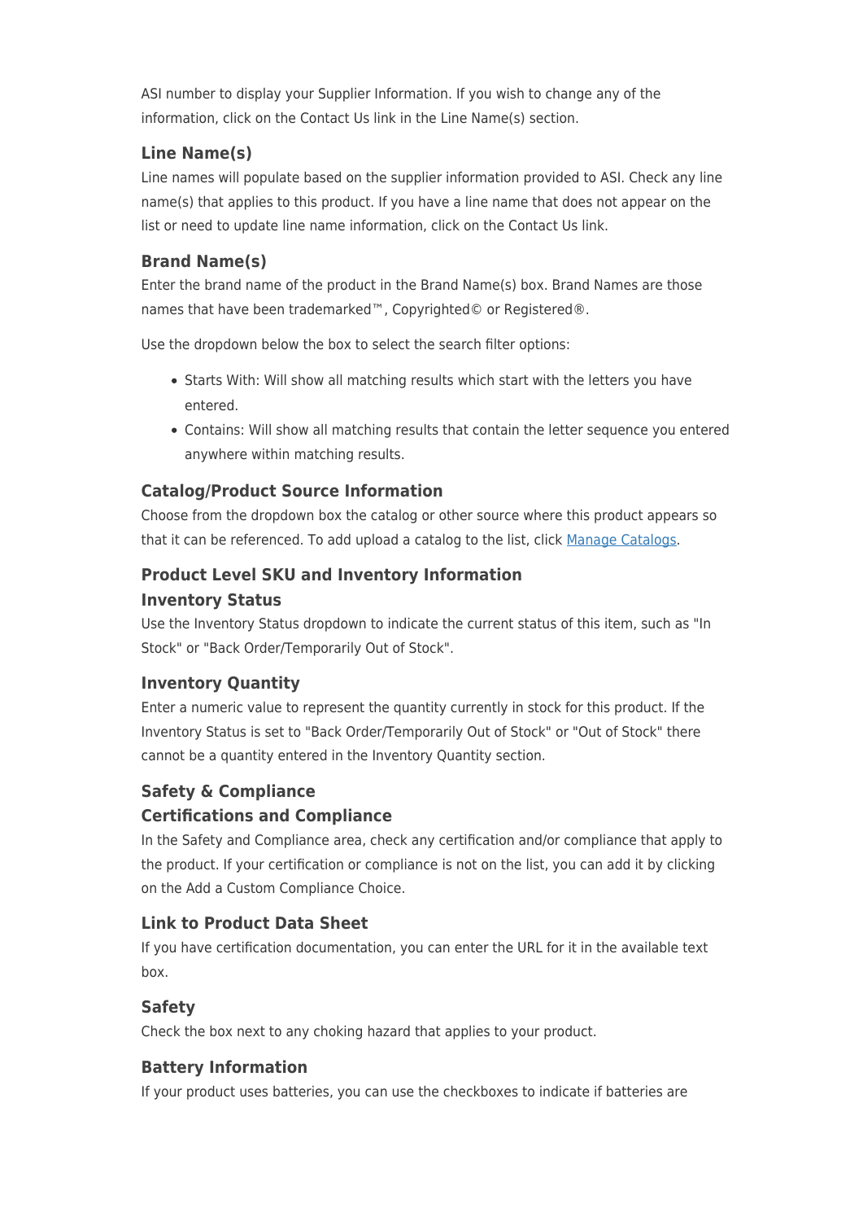ASI number to display your Supplier Information. If you wish to change any of the information, click on the Contact Us link in the Line Name(s) section.

### Line Name(s)

Line names will populate based on the supplier information provided to ASI. Check any line name(s) that applies to this product. If you have a line name that does not appear on the list or need to update line name information, click on the Contact Us link.

### Brand Name(s)

Enter the brand name of the product in the Brand Name(s) box. Brand Names are those names that have been trademarked™, Copyrighted© or Registered®.

Use the dropdown below the box to select the search filter options:

- Starts With: Will show all matching results which start with the letters you have entered.
- Contains: Will show all matching results that contain the letter sequence you entered anywhere within matching results.

### Catalog/Product Source Information

Choose from the dropdown box the catalog or other source where this product appears so that it can be referenced. To add upload a catalog to the list, click [Manage Catalogs](#).

### Product Level SKU and Inventory Information

### Inventory Status

Use the Inventory Status dropdown to indicate the current status of this item, such as "In Stock" or "Back Order/Temporarily Out of Stock".

### Inventory Quantity

Enter a numeric value to represent the quantity currently in stock for this product. If the Inventory Status is set to "Back Order/Temporarily Out of Stock" or "Out of Stock" there cannot be a quantity entered in the Inventory Quantity section.

### Safety & Compliance

### Certifications and Compliance

In the Safety and Compliance area, check any certification and/or compliance that apply to the product. If your certification or compliance is not on the list, you can add it by clicking on the Add a Custom Compliance Choice.

### Link to Product Data Sheet

If you have certification documentation, you can enter the URL for it in the available text box.

### Safety

Check the box next to any choking hazard that applies to your product.

### Battery Information

If your product uses batteries, you can use the checkboxes to indicate if batteries are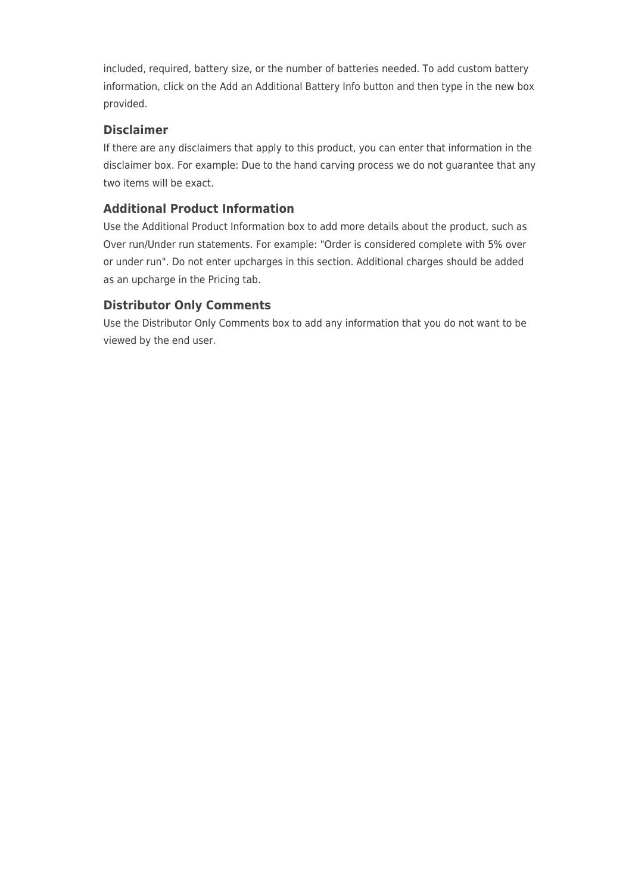included, required, battery size, or the number of batteries needed. To add custom battery information, click on the Add an Additional Battery Info button and then type in the new box provided.

### Disclaimer

If there are any disclaimers that apply to this product, you can enter that information in the disclaimer box. For example: Due to the hand carving process we do not guarantee that any two items will be exact.

### Additional Product Information

Use the Additional Product Information box to add more details about the product, such as Over run/Under run statements. For example: "Order is considered complete with 5% over or under run". Do not enter upcharges in this section. Additional charges should be added as an upcharge in the Pricing tab.

### Distributor Only Comments

Use the Distributor Only Comments box to add any information that you do not want to be viewed by the end user.